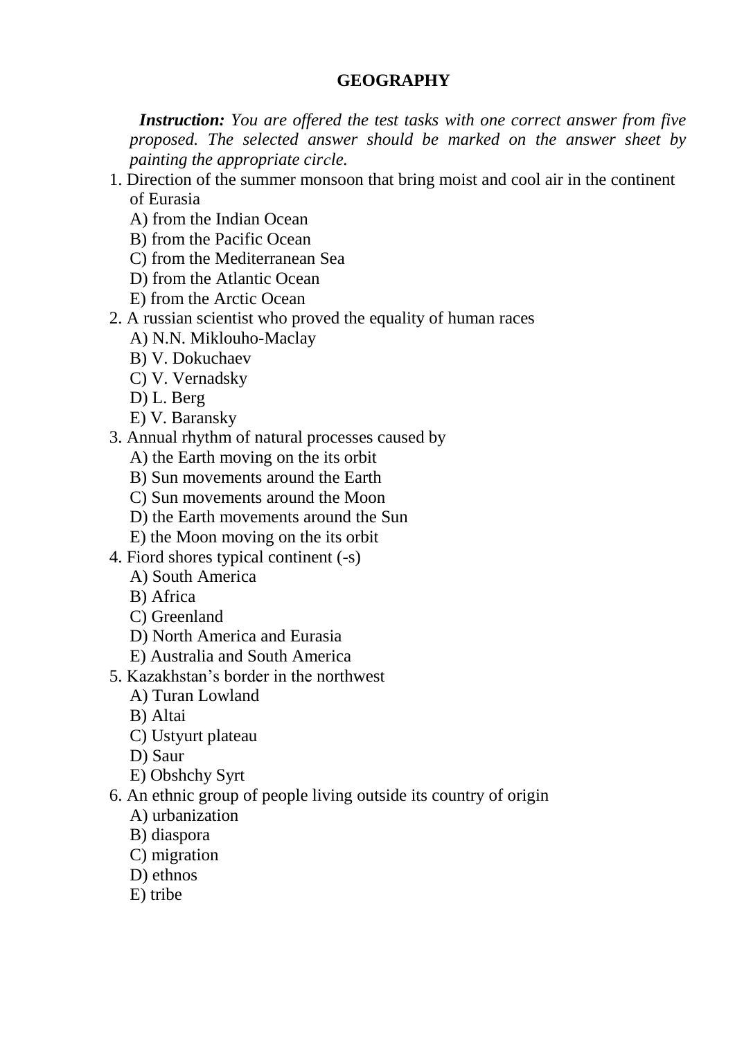# GEOGRAPHY

***Instruction:*** *You are offered the test tasks with one correct answer from five proposed. The selected answer should be marked on the answer sheet by painting the appropriate circle.*

1. Direction of the summer monsoon that bring moist and cool air in the continent of Eurasia
   A) from the Indian Ocean
   B) from the Pacific Ocean
   C) from the Mediterranean Sea
   D) from the Atlantic Ocean
   E) from the Arctic Ocean
2. A russian scientist who proved the equality of human races
   A) N.N. Miklouho-Maclay
   B) V. Dokuchaev
   C) V. Vernadsky
   D) L. Berg
   E) V. Baransky
3. Annual rhythm of natural processes caused by
   A) the Earth moving on the its orbit
   B) Sun movements around the Earth
   C) Sun movements around the Moon
   D) the Earth movements around the Sun
   E) the Moon moving on the its orbit
4. Fiord shores typical continent (-s)
   A) South America
   B) Africa
   C) Greenland
   D) North America and Eurasia
   E) Australia and South America
5. Kazakhstan's border in the northwest
   A) Turan Lowland
   B) Altai
   C) Ustyurt plateau
   D) Saur
   E) Obshchy Syrt
6. An ethnic group of people living outside its country of origin
   A) urbanization
   B) diaspora
   C) migration
   D) ethnos
   E) tribe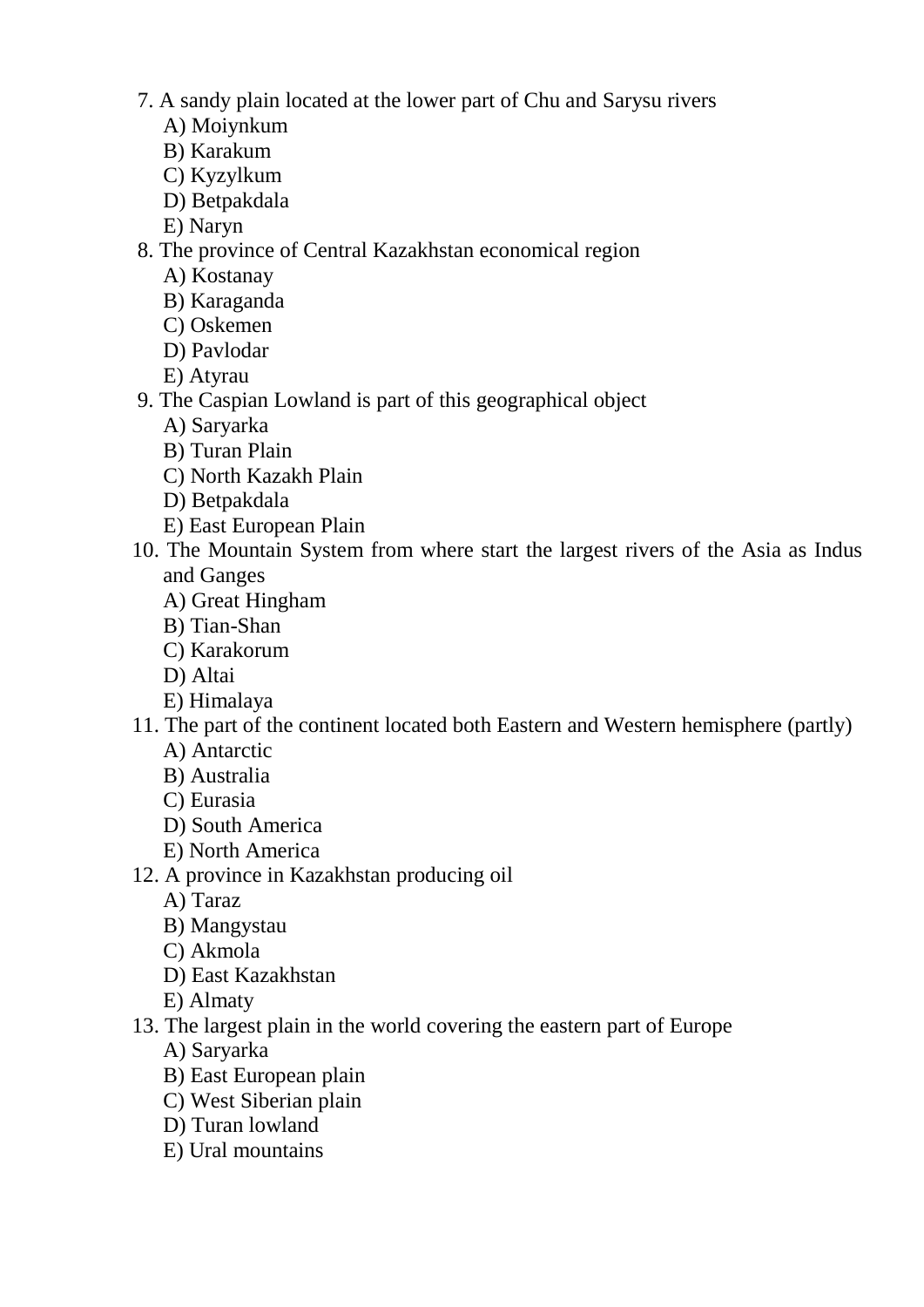7. A sandy plain located at the lower part of Chu and Sarysu rivers
   A) Moiynkum
   B) Karakum
   C) Kyzylkum
   D) Betpakdala
   E) Naryn
8. The province of Central Kazakhstan economical region
   A) Kostanay
   B) Karaganda
   C) Oskemen
   D) Pavlodar
   E) Atyrau
9. The Caspian Lowland is part of this geographical object
   A) Saryarka
   B) Turan Plain
   C) North Kazakh Plain
   D) Betpakdala
   E) East European Plain
10. The Mountain System from where start the largest rivers of the Asia as Indus and Ganges
    A) Great Hingham
    B) Tian-Shan
    C) Karakorum
    D) Altai
    E) Himalaya
11. The part of the continent located both Eastern and Western hemisphere (partly)
    A) Antarctic
    B) Australia
    C) Eurasia
    D) South America
    E) North America
12. A province in Kazakhstan producing oil
    A) Taraz
    B) Mangystau
    C) Akmola
    D) East Kazakhstan
    E) Almaty
13. The largest plain in the world covering the eastern part of Europe
    A) Saryarka
    B) East European plain
    C) West Siberian plain
    D) Turan lowland
    E) Ural mountains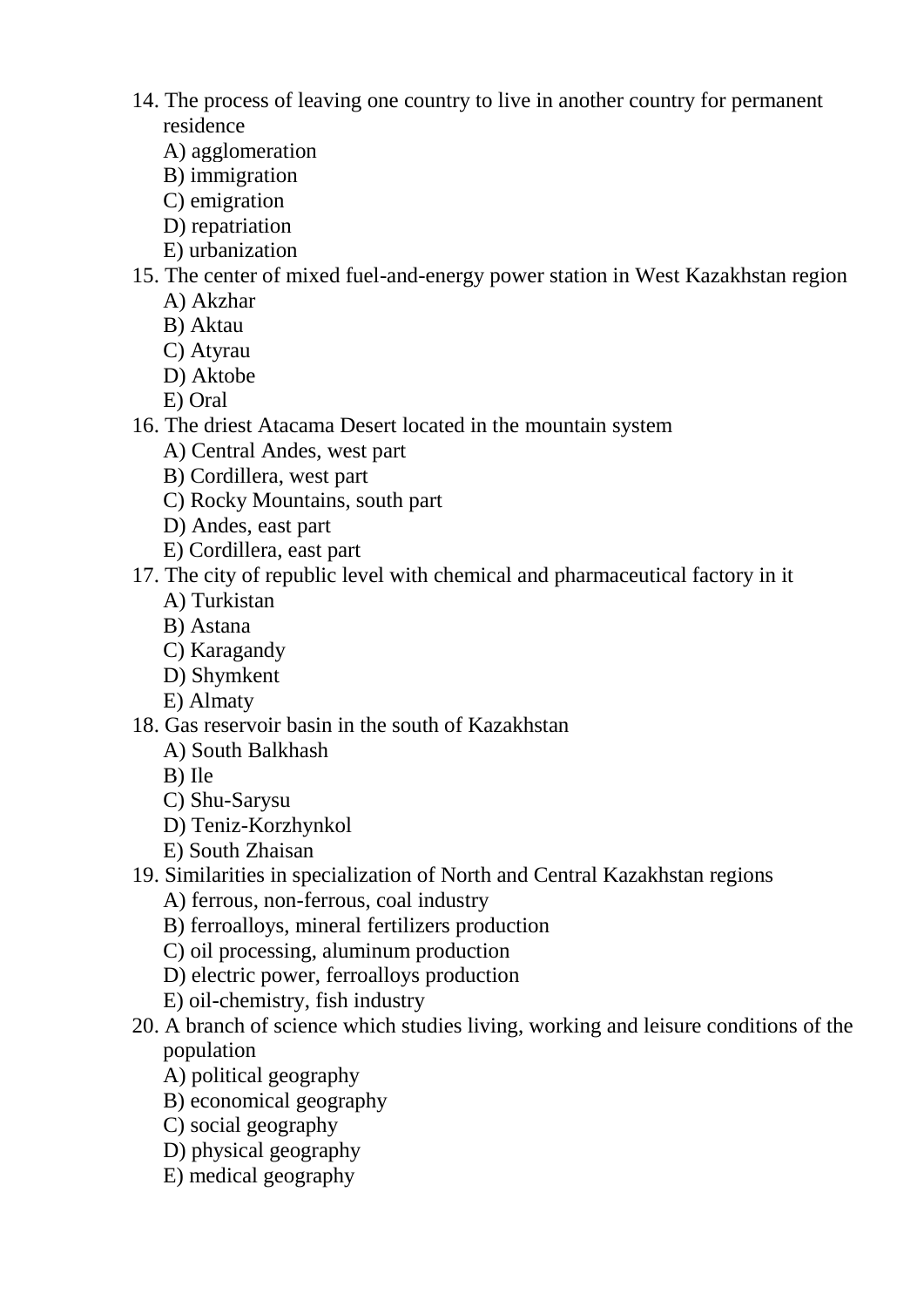14. The process of leaving one country to live in another country for permanent residence
    A) agglomeration
    B) immigration
    C) emigration
    D) repatriation
    E) urbanization
15. The center of mixed fuel-and-energy power station in West Kazakhstan region
    A) Akzhar
    B) Aktau
    C) Atyrau
    D) Aktobe
    E) Oral
16. The driest Atacama Desert located in the mountain system
    A) Central Andes, west part
    B) Cordillera, west part
    C) Rocky Mountains, south part
    D) Andes, east part
    E) Cordillera, east part
17. The city of republic level with chemical and pharmaceutical factory in it
    A) Turkistan
    B) Astana
    C) Karagandy
    D) Shymkent
    E) Almaty
18. Gas reservoir basin in the south of Kazakhstan
    A) South Balkhash
    B) Ile
    C) Shu-Sarysu
    D) Teniz-Korzhynkol
    E) South Zhaisan
19. Similarities in specialization of North and Central Kazakhstan regions
    A) ferrous, non-ferrous, coal industry
    B) ferroalloys, mineral fertilizers production
    C) oil processing, aluminum production
    D) electric power, ferroalloys production
    E) oil-chemistry, fish industry
20. A branch of science which studies living, working and leisure conditions of the population
    A) political geography
    B) economical geography
    C) social geography
    D) physical geography
    E) medical geography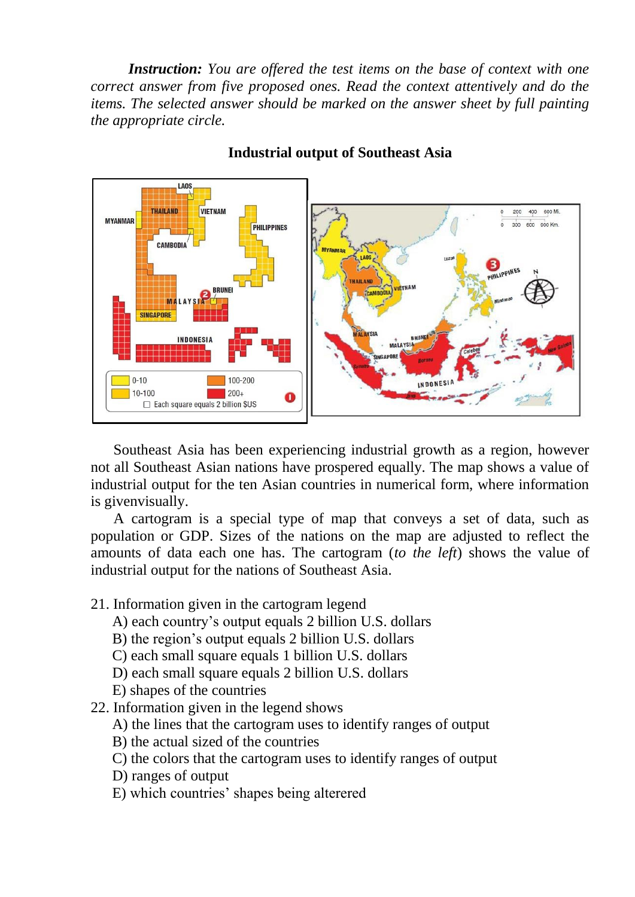***Instruction:*** *You are offered the test items on the base of context with one correct answer from five proposed ones. Read the context attentively and do the items. The selected answer should be marked on the answer sheet by full painting the appropriate circle.*

**Industrial output of Southeast Asia**

Southeast Asia has been experiencing industrial growth as a region, however not all Southeast Asian nations have prospered equally. The map shows a value of industrial output for the ten Asian countries in numerical form, where information is givenvisually.

A cartogram is a special type of map that conveys a set of data, such as population or GDP. Sizes of the nations on the map are adjusted to reflect the amounts of data each one has. The cartogram (*to the left*) shows the value of industrial output for the nations of Southeast Asia.

21. Information given in the cartogram legend
   A) each country's output equals 2 billion U.S. dollars
   B) the region's output equals 2 billion U.S. dollars
   C) each small square equals 1 billion U.S. dollars
   D) each small square equals 2 billion U.S. dollars
   E) shapes of the countries
22. Information given in the legend shows
   A) the lines that the cartogram uses to identify ranges of output
   B) the actual sized of the countries
   C) the colors that the cartogram uses to identify ranges of output
   D) ranges of output
   E) which countries' shapes being alterered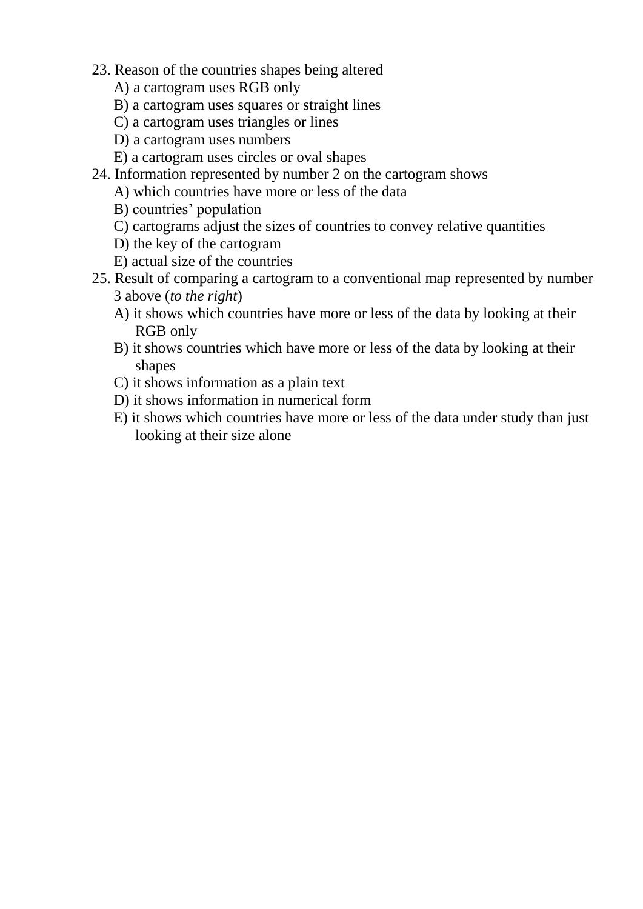23. Reason of the countries shapes being altered
    A) a cartogram uses RGB only
    B) a cartogram uses squares or straight lines
    C) a cartogram uses triangles or lines
    D) a cartogram uses numbers
    E) a cartogram uses circles or oval shapes
24. Information represented by number 2 on the cartogram shows
    A) which countries have more or less of the data
    B) countries' population
    C) cartograms adjust the sizes of countries to convey relative quantities
    D) the key of the cartogram
    E) actual size of the countries
25. Result of comparing a cartogram to a conventional map represented by number 3 above (*to the right*)
    A) it shows which countries have more or less of the data by looking at their RGB only
    B) it shows countries which have more or less of the data by looking at their shapes
    C) it shows information as a plain text
    D) it shows information in numerical form
    E) it shows which countries have more or less of the data under study than just looking at their size alone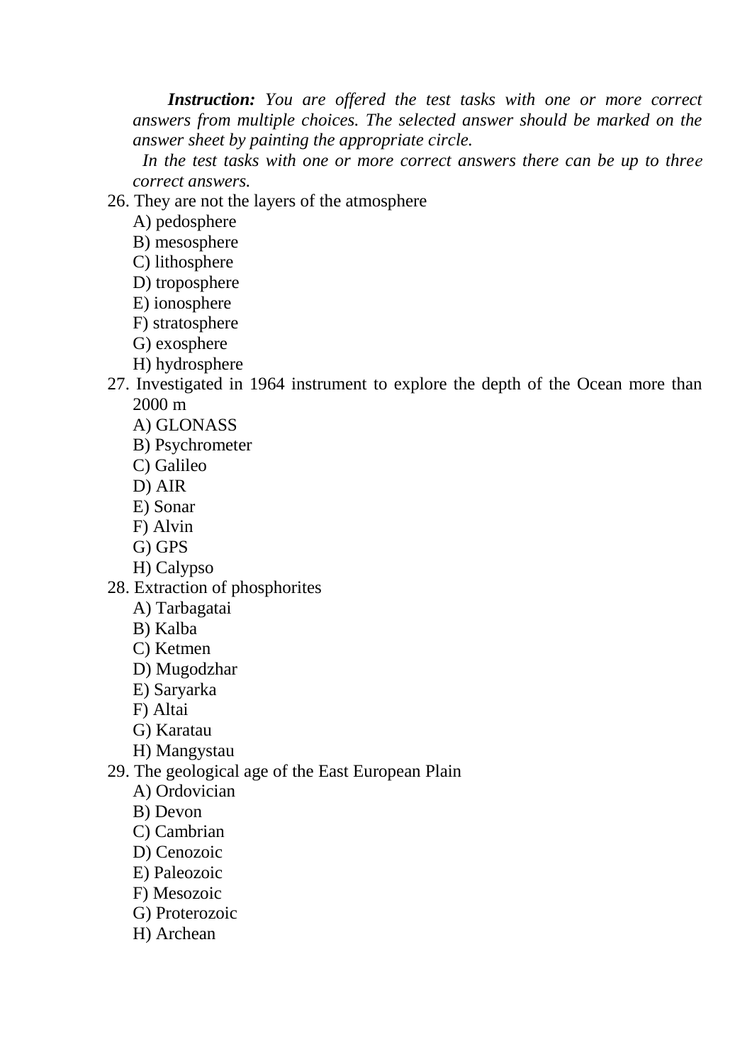***Instruction:*** *You are offered the test tasks with one or more correct answers from multiple choices. The selected answer should be marked on the answer sheet by painting the appropriate circle.*

*In the test tasks with one or more correct answers there can be up to three correct answers.*

26. They are not the layers of the atmosphere
    A) pedosphere
    B) mesosphere
    C) lithosphere
    D) troposphere
    E) ionosphere
    F) stratosphere
    G) exosphere
    H) hydrosphere

27. Investigated in 1964 instrument to explore the depth of the Ocean more than 2000 m
    A) GLONASS
    B) Psychrometer
    C) Galileo
    D) AIR
    E) Sonar
    F) Alvin
    G) GPS
    H) Calypso

28. Extraction of phosphorites
    A) Tarbagatai
    B) Kalba
    C) Ketmen
    D) Mugodzhar
    E) Saryarka
    F) Altai
    G) Karatau
    H) Mangystau

29. The geological age of the East European Plain
    A) Ordovician
    B) Devon
    C) Cambrian
    D) Cenozoic
    E) Paleozoic
    F) Mesozoic
    G) Proterozoic
    H) Archean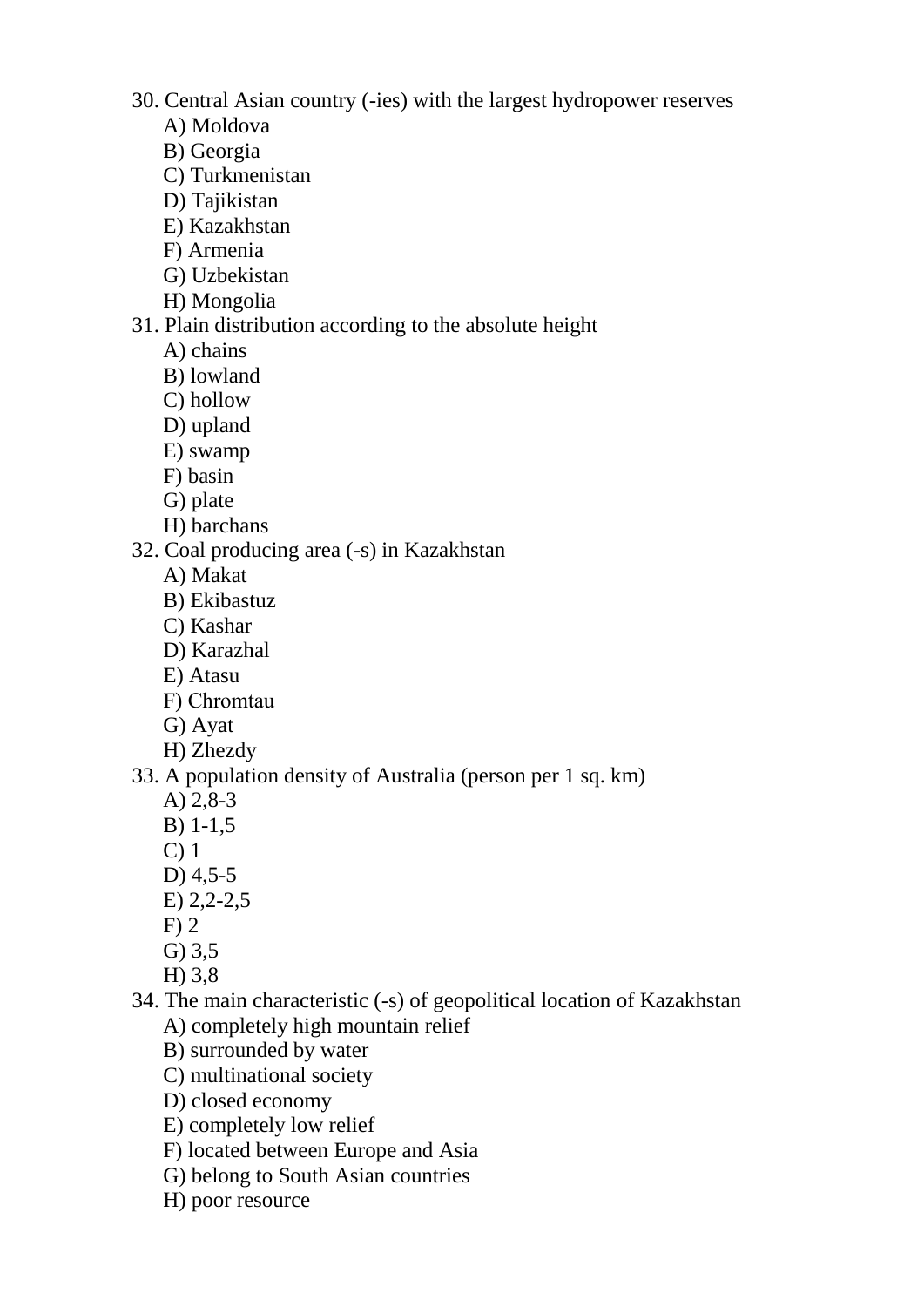30. Central Asian country (-ies) with the largest hydropower reserves
    - A) Moldova
    - B) Georgia
    - C) Turkmenistan
    - D) Tajikistan
    - E) Kazakhstan
    - F) Armenia
    - G) Uzbekistan
    - H) Mongolia

31. Plain distribution according to the absolute height
    - A) chains
    - B) lowland
    - C) hollow
    - D) upland
    - E) swamp
    - F) basin
    - G) plate
    - H) barchans

32. Coal producing area (-s) in Kazakhstan
    - A) Makat
    - B) Ekibastuz
    - C) Kashar
    - D) Karazhal
    - E) Atasu
    - F) Chromtau
    - G) Ayat
    - H) Zhezdy

33. A population density of Australia (person per 1 sq. km)
    - A) 2,8-3
    - B) 1-1,5
    - C) 1
    - D) 4,5-5
    - E) 2,2-2,5
    - F) 2
    - G) 3,5
    - H) 3,8

34. The main characteristic (-s) of geopolitical location of Kazakhstan
    - A) completely high mountain relief
    - B) surrounded by water
    - C) multinational society
    - D) closed economy
    - E) completely low relief
    - F) located between Europe and Asia
    - G) belong to South Asian countries
    - H) poor resource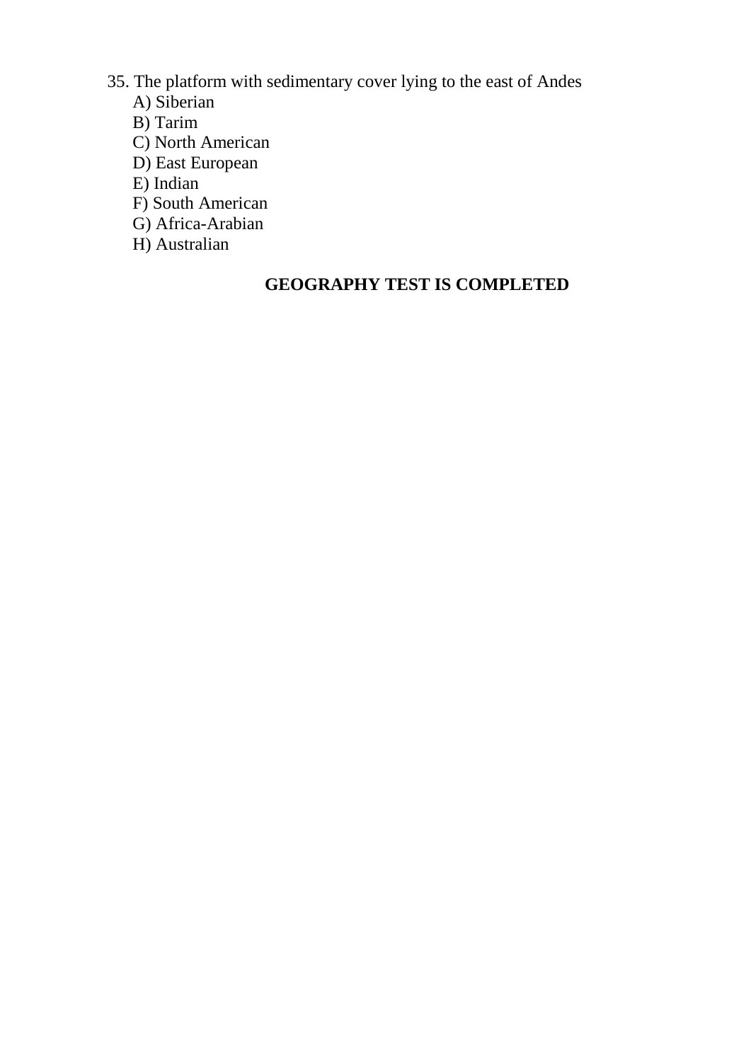35. The platform with sedimentary cover lying to the east of Andes
   A) Siberian
   B) Tarim
   C) North American
   D) East European
   E) Indian
   F) South American
   G) Africa-Arabian
   H) Australian

**GEOGRAPHY TEST IS COMPLETED**